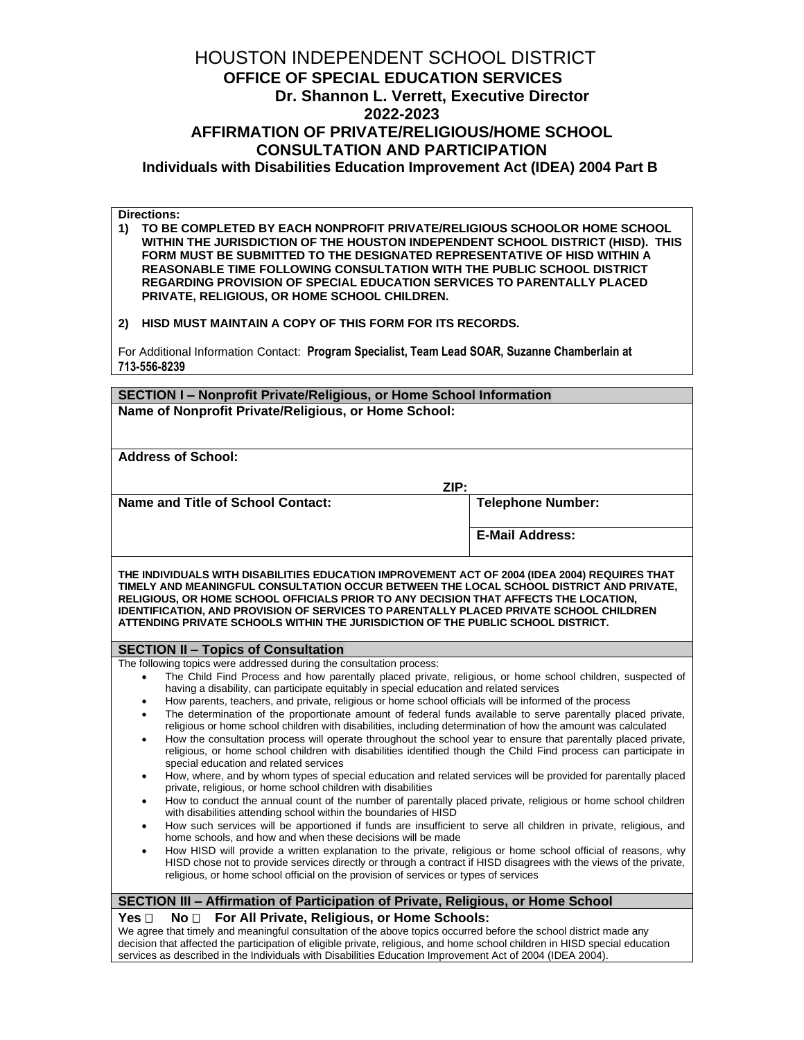# HOUSTON INDEPENDENT SCHOOL DISTRICT

## OFFICE OF SPECIAL EDUCATION SERVICES

### Dr. Shannon L. Verrett, Executive Director

### 2022-2023

## AFFIRMATION OF PRIVATE/RELIGIOUS/HOME SCHOOL CONSULTATION AND PARTICIPATION

### Individuals with Disabilities Education Improvement Act (IDEA) 2004 Part B

**Directions:**

1) **TO BE COMPLETED BY EACH NONPROFIT PRIVATE/RELIGIOUS SCHOOLOR HOME SCHOOL WITHIN THE JURISDICTION OF THE HOUSTON INDEPENDENT SCHOOL DISTRICT (HISD). THIS FORM MUST BE SUBMITTED TO THE DESIGNATED REPRESENTATIVE OF HISD WITHIN A REASONABLE TIME FOLLOWING CONSULTATION WITH THE PUBLIC SCHOOL DISTRICT REGARDING PROVISION OF SPECIAL EDUCATION SERVICES TO PARENTALLY PLACED PRIVATE, RELIGIOUS, OR HOME SCHOOL CHILDREN.**

2) **HISD MUST MAINTAIN A COPY OF THIS FORM FOR ITS RECORDS.**

For Additional Information Contact: **Program Specialist, Team Lead SOAR, Suzanne Chamberlain at 713-556-8239**

| SECTION I – Nonprofit Private/Religious, or Home School Information | |
|---|---|
| **Name of Nonprofit Private/Religious, or Home School:** | |
| **Address of School:** | |
| **ZIP:** | |
| **Name and Title of School Contact:** | **Telephone Number:** |
| | **E-Mail Address:** |

**THE INDIVIDUALS WITH DISABILITIES EDUCATION IMPROVEMENT ACT OF 2004 (IDEA 2004) REQUIRES THAT TIMELY AND MEANINGFUL CONSULTATION OCCUR BETWEEN THE LOCAL SCHOOL DISTRICT AND PRIVATE, RELIGIOUS, OR HOME SCHOOL OFFICIALS PRIOR TO ANY DECISION THAT AFFECTS THE LOCATION, IDENTIFICATION, AND PROVISION OF SERVICES TO PARENTALLY PLACED PRIVATE SCHOOL CHILDREN ATTENDING PRIVATE SCHOOLS WITHIN THE JURISDICTION OF THE PUBLIC SCHOOL DISTRICT.**

## SECTION II – Topics of Consultation

The following topics were addressed during the consultation process:

- The Child Find Process and how parentally placed private, religious, or home school children, suspected of having a disability, can participate equitably in special education and related services
- How parents, teachers, and private, religious or home school officials will be informed of the process
- The determination of the proportionate amount of federal funds available to serve parentally placed private, religious or home school children with disabilities, including determination of how the amount was calculated
- How the consultation process will operate throughout the school year to ensure that parentally placed private, religious, or home school children with disabilities identified though the Child Find process can participate in special education and related services
- How, where, and by whom types of special education and related services will be provided for parentally placed private, religious, or home school children with disabilities
- How to conduct the annual count of the number of parentally placed private, religious or home school children with disabilities attending school within the boundaries of HISD
- How such services will be apportioned if funds are insufficient to serve all children in private, religious, and home schools, and how and when these decisions will be made
- How HISD will provide a written explanation to the private, religious or home school official of reasons, why HISD chose not to provide services directly or through a contract if HISD disagrees with the views of the private, religious, or home school official on the provision of services or types of services

## SECTION III – Affirmation of Participation of Private, Religious, or Home School

**Yes ☐ No ☐ For All Private, Religious, or Home Schools:**

We agree that timely and meaningful consultation of the above topics occurred before the school district made any decision that affected the participation of eligible private, religious, and home school children in HISD special education services as described in the Individuals with Disabilities Education Improvement Act of 2004 (IDEA 2004).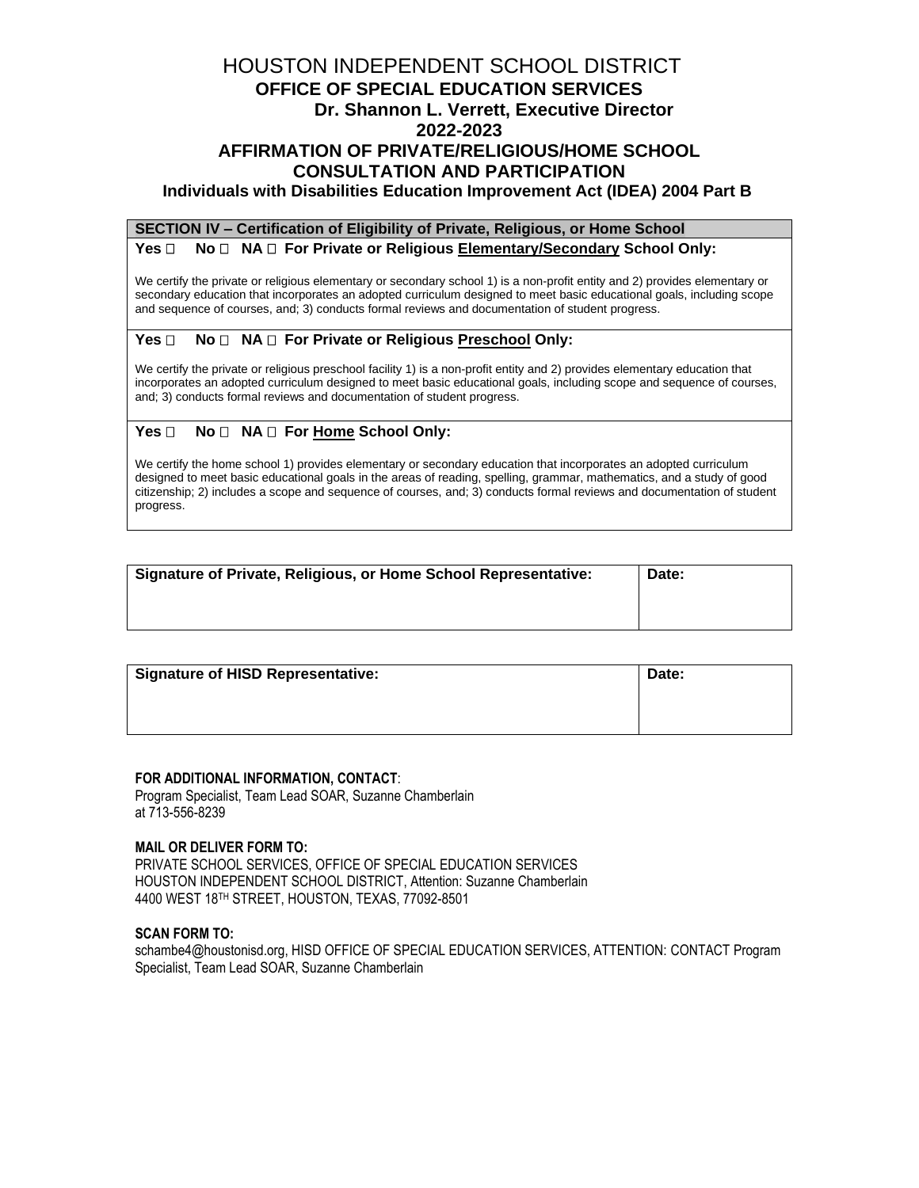# HOUSTON INDEPENDENT SCHOOL DISTRICT

## OFFICE OF SPECIAL EDUCATION SERVICES

**Dr. Shannon L. Verrett, Executive Director**

**2022-2023**

## AFFIRMATION OF PRIVATE/RELIGIOUS/HOME SCHOOL CONSULTATION AND PARTICIPATION

**Individuals with Disabilities Education Improvement Act (IDEA) 2004 Part B**

| **SECTION IV – Certification of Eligibility of Private, Religious, or Home School** |
|---|
| **Yes ☐ No ☐ NA ☐ For Private or Religious Elementary/Secondary School Only:**<br><br>We certify the private or religious elementary or secondary school 1) is a non-profit entity and 2) provides elementary or secondary education that incorporates an adopted curriculum designed to meet basic educational goals, including scope and sequence of courses, and; 3) conducts formal reviews and documentation of student progress. |
| **Yes ☐ No ☐ NA ☐ For Private or Religious Preschool Only:**<br><br>We certify the private or religious preschool facility 1) is a non-profit entity and 2) provides elementary education that incorporates an adopted curriculum designed to meet basic educational goals, including scope and sequence of courses, and; 3) conducts formal reviews and documentation of student progress. |
| **Yes ☐ No ☐ NA ☐ For Home School Only:**<br><br>We certify the home school 1) provides elementary or secondary education that incorporates an adopted curriculum designed to meet basic educational goals in the areas of reading, spelling, grammar, mathematics, and a study of good citizenship; 2) includes a scope and sequence of courses, and; 3) conducts formal reviews and documentation of student progress. |

| **Signature of Private, Religious, or Home School Representative:** | **Date:** |
|---|---|
| | |

| **Signature of HISD Representative:** | **Date:** |
|---|---|
| | |

**FOR ADDITIONAL INFORMATION, CONTACT**:
Program Specialist, Team Lead SOAR, Suzanne Chamberlain
at 713-556-8239

**MAIL OR DELIVER FORM TO:**
PRIVATE SCHOOL SERVICES, OFFICE OF SPECIAL EDUCATION SERVICES
HOUSTON INDEPENDENT SCHOOL DISTRICT, Attention: Suzanne Chamberlain
4400 WEST 18TH STREET, HOUSTON, TEXAS, 77092-8501

**SCAN FORM TO:**
schambe4@houstonisd.org, HISD OFFICE OF SPECIAL EDUCATION SERVICES, ATTENTION: CONTACT Program Specialist, Team Lead SOAR, Suzanne Chamberlain